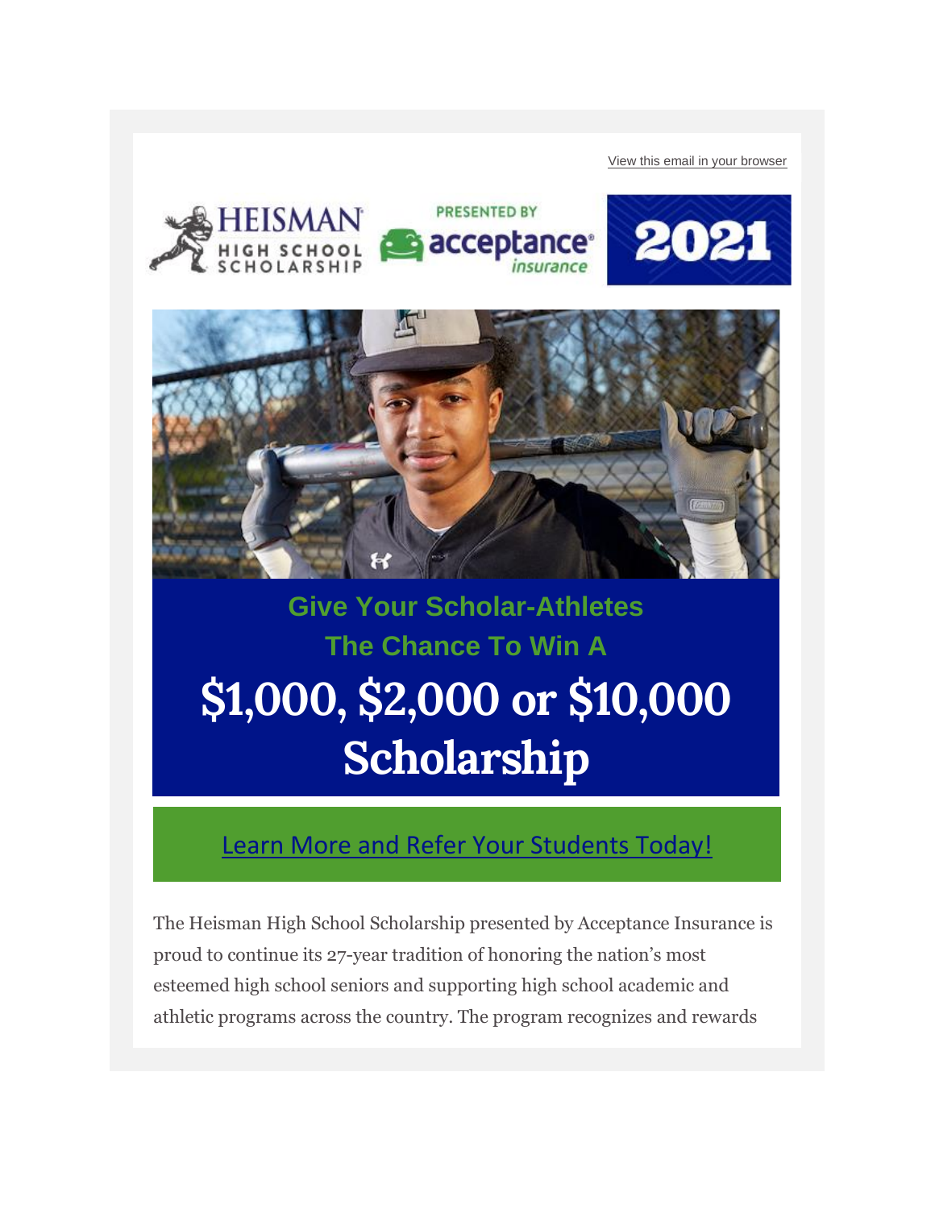View this email in your browser

HEISMAN HIGH SCHOOL SCHOLARSHIP

PRESENTED BY acceptance insurance

2021

## Give Your Scholar-Athletes The Chance To Win A

# $1,000, $2,000 or $10,000 Scholarship

Learn More and Refer Your Students Today!

The Heisman High School Scholarship presented by Acceptance Insurance is proud to continue its 27-year tradition of honoring the nation's most esteemed high school seniors and supporting high school academic and athletic programs across the country. The program recognizes and rewards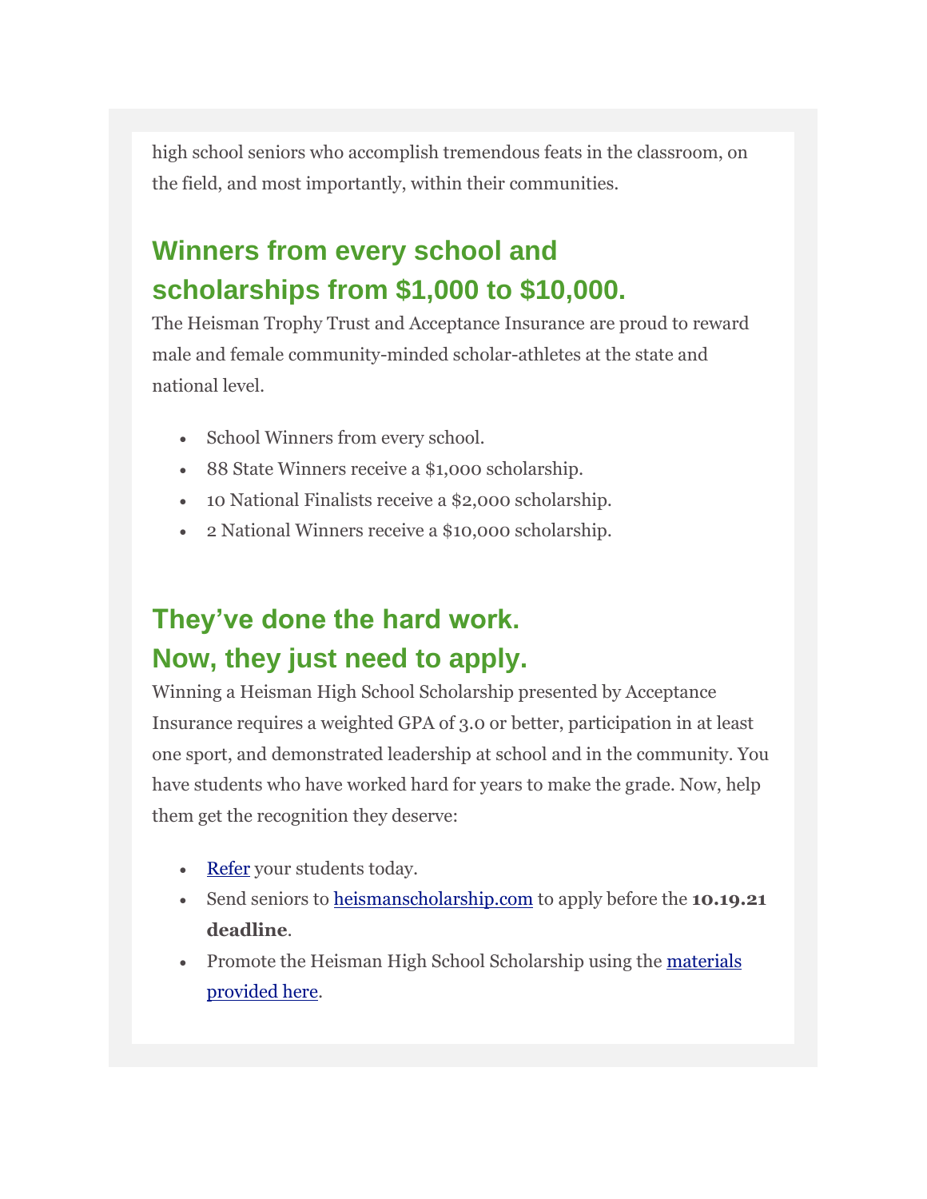high school seniors who accomplish tremendous feats in the classroom, on the field, and most importantly, within their communities.

## Winners from every school and scholarships from $1,000 to $10,000.

The Heisman Trophy Trust and Acceptance Insurance are proud to reward male and female community-minded scholar-athletes at the state and national level.

- School Winners from every school.
- 88 State Winners receive a $1,000 scholarship.
- 10 National Finalists receive a $2,000 scholarship.
- 2 National Winners receive a $10,000 scholarship.

## They've done the hard work. Now, they just need to apply.

Winning a Heisman High School Scholarship presented by Acceptance Insurance requires a weighted GPA of 3.0 or better, participation in at least one sport, and demonstrated leadership at school and in the community. You have students who have worked hard for years to make the grade. Now, help them get the recognition they deserve:

- Refer your students today.
- Send seniors to heismanscholarship.com to apply before the **10.19.21 deadline**.
- Promote the Heisman High School Scholarship using the materials provided here.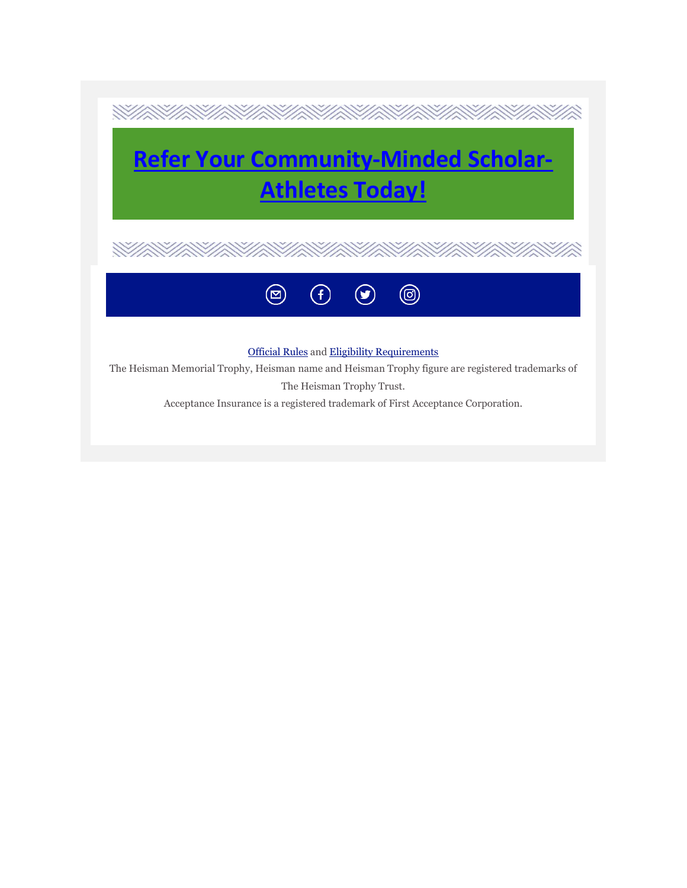# Refer Your Community-Minded Scholar-Athletes Today!

Official Rules and Eligibility Requirements

The Heisman Memorial Trophy, Heisman name and Heisman Trophy figure are registered trademarks of The Heisman Trophy Trust.

Acceptance Insurance is a registered trademark of First Acceptance Corporation.